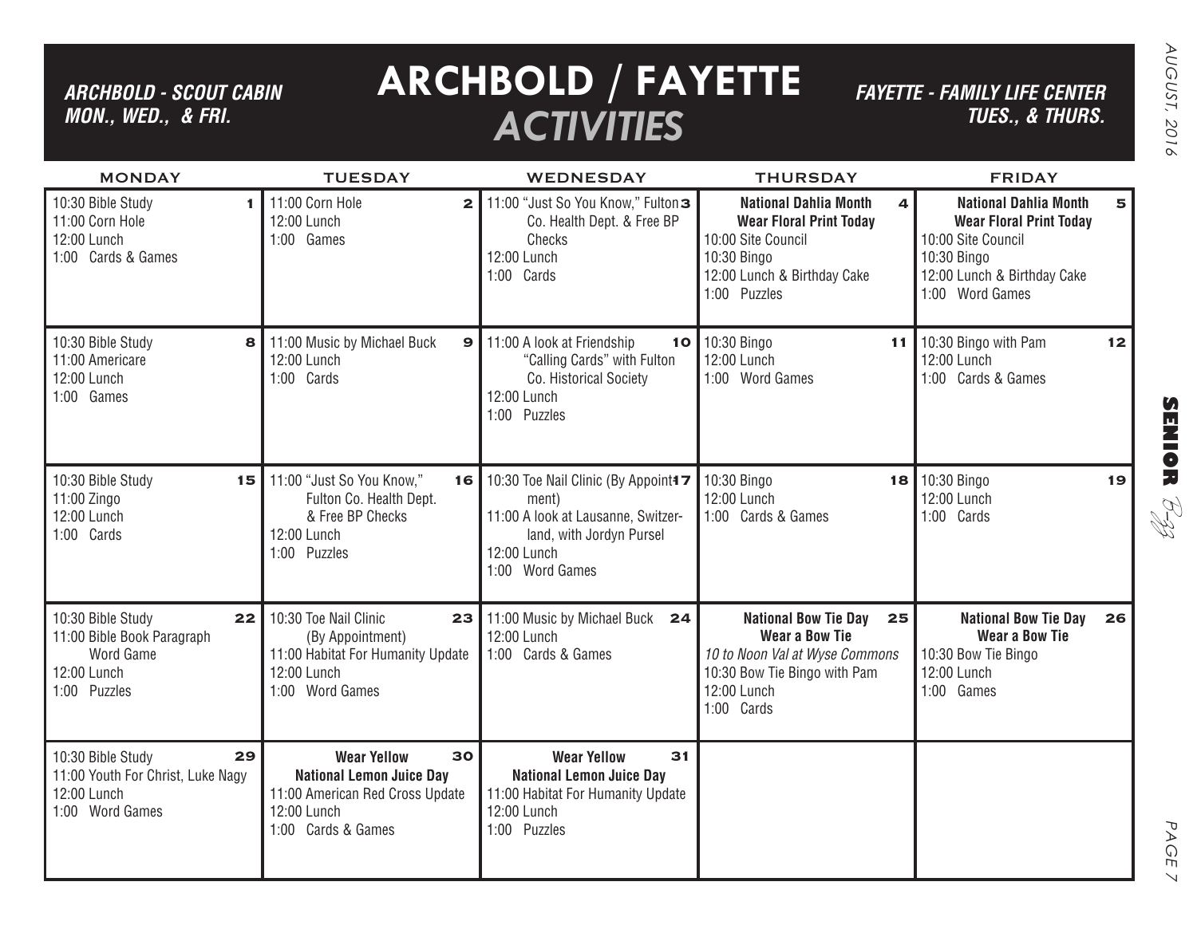# ARCHBOLD / FAYETTE *ACTIVITIES*

***ARCHBOLD - SCOUT CABIN MON., WED., & FRI.***

***FAYETTE - FAMILY LIFE CENTER TUES., & THURS.***

| MONDAY | TUESDAY | WEDNESDAY | THURSDAY | FRIDAY |
|---|---|---|---|---|
| **1**<br>10:30 Bible Study<br>11:00 Corn Hole<br>12:00 Lunch<br>1:00 Cards & Games | **2**<br>11:00 Corn Hole<br>12:00 Lunch<br>1:00 Games | **3**<br>11:00 "Just So You Know," Fulton Co. Health Dept. & Free BP Checks<br>12:00 Lunch<br>1:00 Cards | **4**<br>**National Dahlia Month**<br>**Wear Floral Print Today**<br>10:00 Site Council<br>10:30 Bingo<br>12:00 Lunch & Birthday Cake<br>1:00 Puzzles | **5**<br>**National Dahlia Month**<br>**Wear Floral Print Today**<br>10:00 Site Council<br>10:30 Bingo<br>12:00 Lunch & Birthday Cake<br>1:00 Word Games |
| **8**<br>10:30 Bible Study<br>11:00 Americare<br>12:00 Lunch<br>1:00 Games | **9**<br>11:00 Music by Michael Buck<br>12:00 Lunch<br>1:00 Cards | **10**<br>11:00 A look at Friendship "Calling Cards" with Fulton Co. Historical Society<br>12:00 Lunch<br>1:00 Puzzles | **11**<br>10:30 Bingo<br>12:00 Lunch<br>1:00 Word Games | **12**<br>10:30 Bingo with Pam<br>12:00 Lunch<br>1:00 Cards & Games |
| **15**<br>10:30 Bible Study<br>11:00 Zingo<br>12:00 Lunch<br>1:00 Cards | **16**<br>11:00 "Just So You Know," Fulton Co. Health Dept. & Free BP Checks<br>12:00 Lunch<br>1:00 Puzzles | **17**<br>10:30 Toe Nail Clinic (By Appointment)<br>11:00 A look at Lausanne, Switzerland, with Jordyn Pursel<br>12:00 Lunch<br>1:00 Word Games | **18**<br>10:30 Bingo<br>12:00 Lunch<br>1:00 Cards & Games | **19**<br>10:30 Bingo<br>12:00 Lunch<br>1:00 Cards |
| **22**<br>10:30 Bible Study<br>11:00 Bible Book Paragraph Word Game<br>12:00 Lunch<br>1:00 Puzzles | **23**<br>10:30 Toe Nail Clinic (By Appointment)<br>11:00 Habitat For Humanity Update<br>12:00 Lunch<br>1:00 Word Games | **24**<br>11:00 Music by Michael Buck<br>12:00 Lunch<br>1:00 Cards & Games | **25**<br>**National Bow Tie Day**<br>**Wear a Bow Tie**<br>*10 to Noon Val at Wyse Commons*<br>10:30 Bow Tie Bingo with Pam<br>12:00 Lunch<br>1:00 Cards | **26**<br>**National Bow Tie Day**<br>**Wear a Bow Tie**<br>10:30 Bow Tie Bingo<br>12:00 Lunch<br>1:00 Games |
| **29**<br>10:30 Bible Study<br>11:00 Youth For Christ, Luke Nagy<br>12:00 Lunch<br>1:00 Word Games | **30**<br>**Wear Yellow**<br>**National Lemon Juice Day**<br>11:00 American Red Cross Update<br>12:00 Lunch<br>1:00 Cards & Games | **31**<br>**Wear Yellow**<br>**National Lemon Juice Day**<br>11:00 Habitat For Humanity Update<br>12:00 Lunch<br>1:00 Puzzles | | |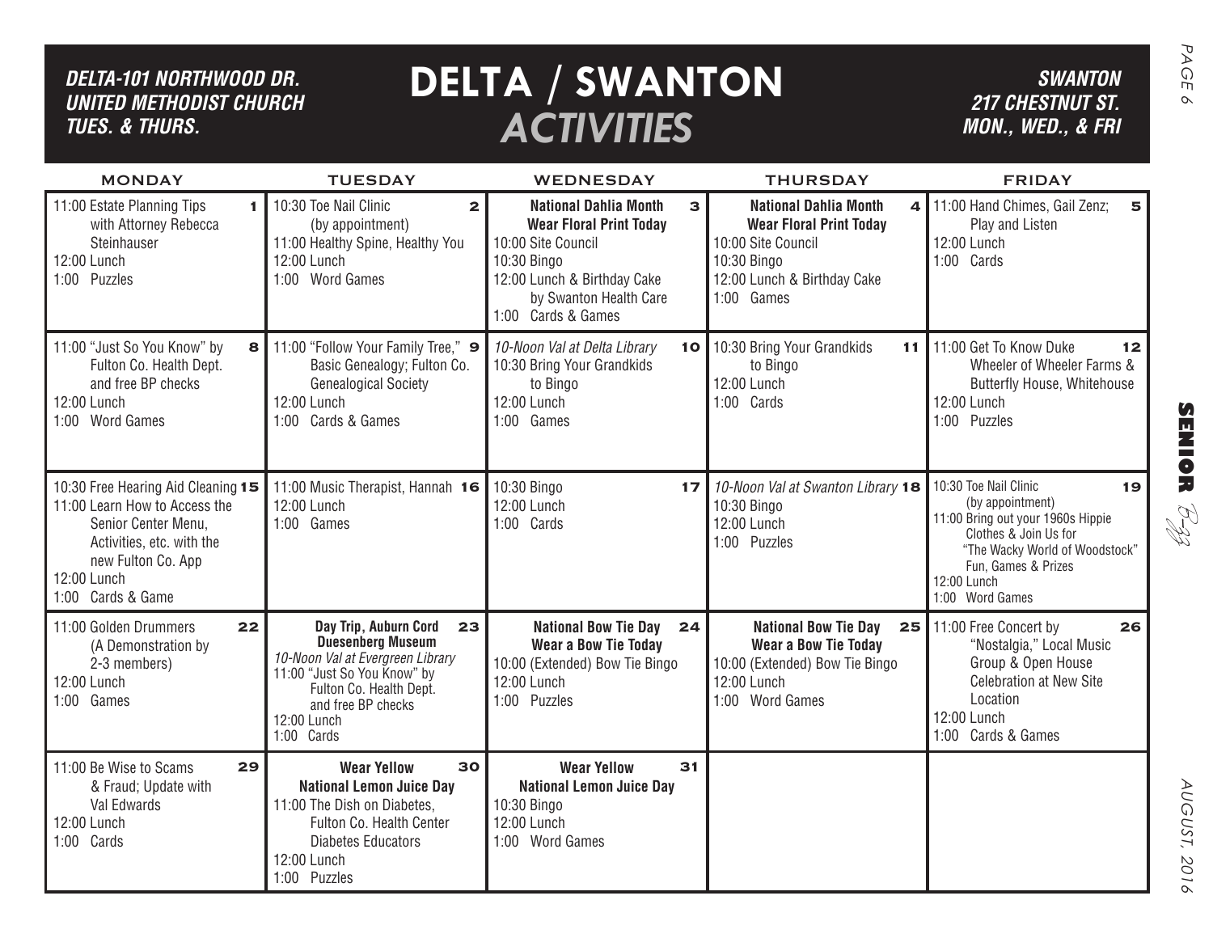DELTA-101 NORTHWOOD DR.
UNITED METHODIST CHURCH
TUES. & THURS.

# DELTA / SWANTON *ACTIVITIES*

SWANTON
217 CHESTNUT ST.
MON., WED., & FRI

| MONDAY | TUESDAY | WEDNESDAY | THURSDAY | FRIDAY |
|---|---|---|---|---|
| **1** 11:00 Estate Planning Tips with Attorney Rebecca Steinhauser<br>12:00 Lunch<br>1:00 Puzzles | **2** 10:30 Toe Nail Clinic (by appointment)<br>11:00 Healthy Spine, Healthy You<br>12:00 Lunch<br>1:00 Word Games | **3** **National Dahlia Month**<br>**Wear Floral Print Today**<br>10:00 Site Council<br>10:30 Bingo<br>12:00 Lunch & Birthday Cake by Swanton Health Care<br>1:00 Cards & Games | **4** **National Dahlia Month**<br>**Wear Floral Print Today**<br>10:00 Site Council<br>10:30 Bingo<br>12:00 Lunch & Birthday Cake<br>1:00 Games | **5** 11:00 Hand Chimes, Gail Zenz; Play and Listen<br>12:00 Lunch<br>1:00 Cards |
| **8** 11:00 "Just So You Know" by Fulton Co. Health Dept. and free BP checks<br>12:00 Lunch<br>1:00 Word Games | **9** 11:00 "Follow Your Family Tree," Basic Genealogy; Fulton Co. Genealogical Society<br>12:00 Lunch<br>1:00 Cards & Games | **10** *10-Noon Val at Delta Library*<br>10:30 Bring Your Grandkids to Bingo<br>12:00 Lunch<br>1:00 Games | **11** 10:30 Bring Your Grandkids to Bingo<br>12:00 Lunch<br>1:00 Cards | **12** 11:00 Get To Know Duke Wheeler of Wheeler Farms & Butterfly House, Whitehouse<br>12:00 Lunch<br>1:00 Puzzles |
| **15** 10:30 Free Hearing Aid Cleaning<br>11:00 Learn How to Access the Senior Center Menu, Activities, etc. with the new Fulton Co. App<br>12:00 Lunch<br>1:00 Cards & Game | **16** 11:00 Music Therapist, Hannah<br>12:00 Lunch<br>1:00 Games | **17** 10:30 Bingo<br>12:00 Lunch<br>1:00 Cards | **18** *10-Noon Val at Swanton Library*<br>10:30 Bingo<br>12:00 Lunch<br>1:00 Puzzles | **19** 10:30 Toe Nail Clinic (by appointment)<br>11:00 Bring out your 1960s Hippie Clothes & Join Us for "The Wacky World of Woodstock" Fun, Games & Prizes<br>12:00 Lunch<br>1:00 Word Games |
| **22** 11:00 Golden Drummers (A Demonstration by 2-3 members)<br>12:00 Lunch<br>1:00 Games | **23** **Day Trip, Auburn Cord Duesenberg Museum**<br>*10-Noon Val at Evergreen Library*<br>11:00 "Just So You Know" by Fulton Co. Health Dept. and free BP checks<br>12:00 Lunch<br>1:00 Cards | **24** **National Bow Tie Day**<br>**Wear a Bow Tie Today**<br>10:00 (Extended) Bow Tie Bingo<br>12:00 Lunch<br>1:00 Puzzles | **25** **National Bow Tie Day**<br>**Wear a Bow Tie Today**<br>10:00 (Extended) Bow Tie Bingo<br>12:00 Lunch<br>1:00 Word Games | **26** 11:00 Free Concert by "Nostalgia," Local Music Group & Open House Celebration at New Site Location<br>12:00 Lunch<br>1:00 Cards & Games |
| **29** 11:00 Be Wise to Scams & Fraud; Update with Val Edwards<br>12:00 Lunch<br>1:00 Cards | **30** **Wear Yellow**<br>**National Lemon Juice Day**<br>11:00 The Dish on Diabetes, Fulton Co. Health Center Diabetes Educators<br>12:00 Lunch<br>1:00 Puzzles | **31** **Wear Yellow**<br>**National Lemon Juice Day**<br>10:30 Bingo<br>12:00 Lunch<br>1:00 Word Games | | |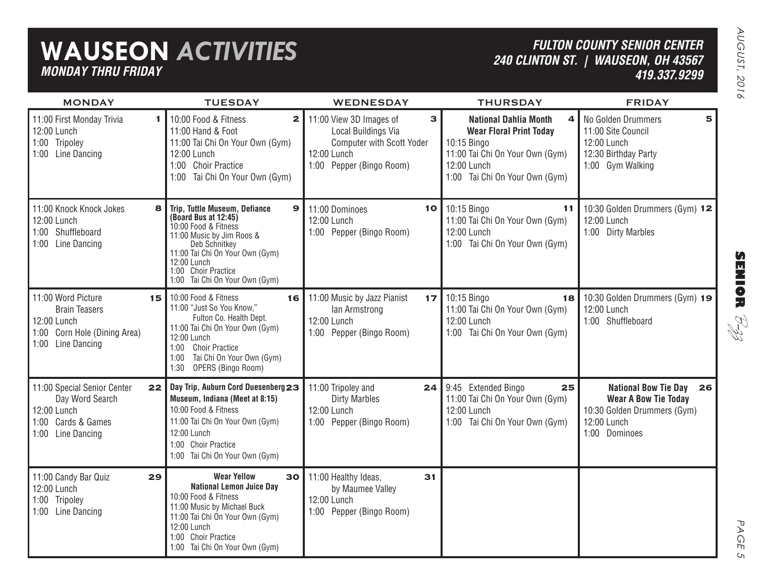# WAUSEON *ACTIVITIES*

***MONDAY THRU FRIDAY***

***FULTON COUNTY SENIOR CENTER***
***240 CLINTON ST. | WAUSEON, OH 43567***
***419.337.9299***

| MONDAY | TUESDAY | WEDNESDAY | THURSDAY | FRIDAY |
|---|---|---|---|---|
| **1** 11:00 First Monday Trivia<br>12:00 Lunch<br>1:00 Tripoley<br>1:00 Line Dancing | **2** 10:00 Food & Fitness<br>11:00 Hand & Foot<br>11:00 Tai Chi On Your Own (Gym)<br>12:00 Lunch<br>1:00 Choir Practice<br>1:00 Tai Chi On Your Own (Gym) | **3** 11:00 View 3D Images of Local Buildings Via Computer with Scott Yoder<br>12:00 Lunch<br>1:00 Pepper (Bingo Room) | **4** **National Dahlia Month**<br>**Wear Floral Print Today**<br>10:15 Bingo<br>11:00 Tai Chi On Your Own (Gym)<br>12:00 Lunch<br>1:00 Tai Chi On Your Own (Gym) | **5** No Golden Drummers<br>11:00 Site Council<br>12:00 Lunch<br>12:30 Birthday Party<br>1:00 Gym Walking |
| **8** 11:00 Knock Knock Jokes<br>12:00 Lunch<br>1:00 Shuffleboard<br>1:00 Line Dancing | **9** **Trip, Tuttle Museum, Defiance (Board Bus at 12:45)**<br>10:00 Food & Fitness<br>11:00 Music by Jim Roos & Deb Schnitkey<br>11:00 Tai Chi On Your Own (Gym)<br>12:00 Lunch<br>1:00 Choir Practice<br>1:00 Tai Chi On Your Own (Gym) | **10** 11:00 Dominoes<br>12:00 Lunch<br>1:00 Pepper (Bingo Room) | **11** 10:15 Bingo<br>11:00 Tai Chi On Your Own (Gym)<br>12:00 Lunch<br>1:00 Tai Chi On Your Own (Gym) | **12** 10:30 Golden Drummers (Gym)<br>12:00 Lunch<br>1:00 Dirty Marbles |
| **15** 11:00 Word Picture Brain Teasers<br>12:00 Lunch<br>1:00 Corn Hole (Dining Area)<br>1:00 Line Dancing | **16** 10:00 Food & Fitness<br>11:00 "Just So You Know," Fulton Co. Health Dept.<br>11:00 Tai Chi On Your Own (Gym)<br>12:00 Lunch<br>1:00 Choir Practice<br>1:00 Tai Chi On Your Own (Gym)<br>1:30 OPERS (Bingo Room) | **17** 11:00 Music by Jazz Pianist Ian Armstrong<br>12:00 Lunch<br>1:00 Pepper (Bingo Room) | **18** 10:15 Bingo<br>11:00 Tai Chi On Your Own (Gym)<br>12:00 Lunch<br>1:00 Tai Chi On Your Own (Gym) | **19** 10:30 Golden Drummers (Gym)<br>12:00 Lunch<br>1:00 Shuffleboard |
| **22** 11:00 Special Senior Center Day Word Search<br>12:00 Lunch<br>1:00 Cards & Games<br>1:00 Line Dancing | **23** **Day Trip, Auburn Cord Duesenberg Museum, Indiana (Meet at 8:15)**<br>10:00 Food & Fitness<br>11:00 Tai Chi On Your Own (Gym)<br>12:00 Lunch<br>1:00 Choir Practice<br>1:00 Tai Chi On Your Own (Gym) | **24** 11:00 Tripoley and Dirty Marbles<br>12:00 Lunch<br>1:00 Pepper (Bingo Room) | **25** 9:45 Extended Bingo<br>11:00 Tai Chi On Your Own (Gym)<br>12:00 Lunch<br>1:00 Tai Chi On Your Own (Gym) | **26** **National Bow Tie Day**<br>**Wear A Bow Tie Today**<br>10:30 Golden Drummers (Gym)<br>12:00 Lunch<br>1:00 Dominoes |
| **29** 11:00 Candy Bar Quiz<br>12:00 Lunch<br>1:00 Tripoley<br>1:00 Line Dancing | **30** **Wear Yellow**<br>**National Lemon Juice Day**<br>10:00 Food & Fitness<br>11:00 Music by Michael Buck<br>11:00 Tai Chi On Your Own (Gym)<br>12:00 Lunch<br>1:00 Choir Practice<br>1:00 Tai Chi On Your Own (Gym) | **31** 11:00 Healthy Ideas, by Maumee Valley<br>12:00 Lunch<br>1:00 Pepper (Bingo Room) | | |